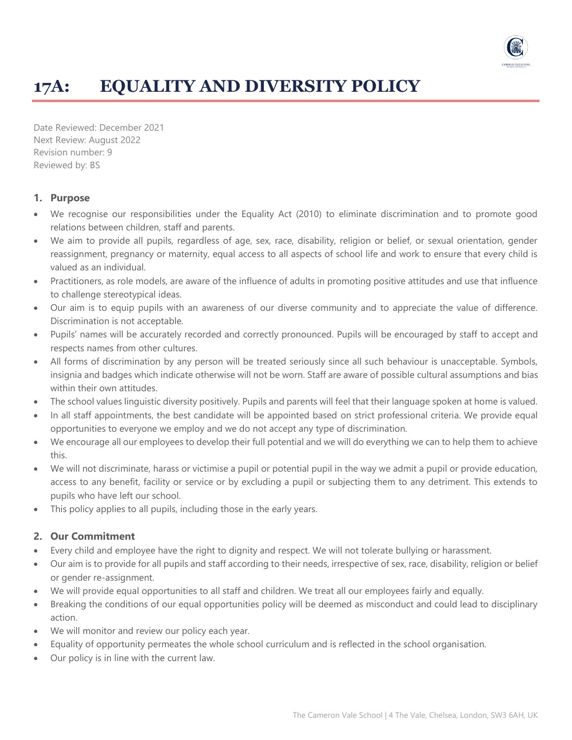# 17A: EQUALITY AND DIVERSITY POLICY

Date Reviewed: December 2021
Next Review: August 2022
Revision number: 9
Reviewed by: BS

## 1. Purpose

- We recognise our responsibilities under the Equality Act (2010) to eliminate discrimination and to promote good relations between children, staff and parents.
- We aim to provide all pupils, regardless of age, sex, race, disability, religion or belief, or sexual orientation, gender reassignment, pregnancy or maternity, equal access to all aspects of school life and work to ensure that every child is valued as an individual.
- Practitioners, as role models, are aware of the influence of adults in promoting positive attitudes and use that influence to challenge stereotypical ideas.
- Our aim is to equip pupils with an awareness of our diverse community and to appreciate the value of difference. Discrimination is not acceptable.
- Pupils' names will be accurately recorded and correctly pronounced. Pupils will be encouraged by staff to accept and respects names from other cultures.
- All forms of discrimination by any person will be treated seriously since all such behaviour is unacceptable. Symbols, insignia and badges which indicate otherwise will not be worn. Staff are aware of possible cultural assumptions and bias within their own attitudes.
- The school values linguistic diversity positively. Pupils and parents will feel that their language spoken at home is valued.
- In all staff appointments, the best candidate will be appointed based on strict professional criteria. We provide equal opportunities to everyone we employ and we do not accept any type of discrimination.
- We encourage all our employees to develop their full potential and we will do everything we can to help them to achieve this.
- We will not discriminate, harass or victimise a pupil or potential pupil in the way we admit a pupil or provide education, access to any benefit, facility or service or by excluding a pupil or subjecting them to any detriment. This extends to pupils who have left our school.
- This policy applies to all pupils, including those in the early years.

## 2. Our Commitment

- Every child and employee have the right to dignity and respect. We will not tolerate bullying or harassment.
- Our aim is to provide for all pupils and staff according to their needs, irrespective of sex, race, disability, religion or belief or gender re-assignment.
- We will provide equal opportunities to all staff and children. We treat all our employees fairly and equally.
- Breaking the conditions of our equal opportunities policy will be deemed as misconduct and could lead to disciplinary action.
- We will monitor and review our policy each year.
- Equality of opportunity permeates the whole school curriculum and is reflected in the school organisation.
- Our policy is in line with the current law.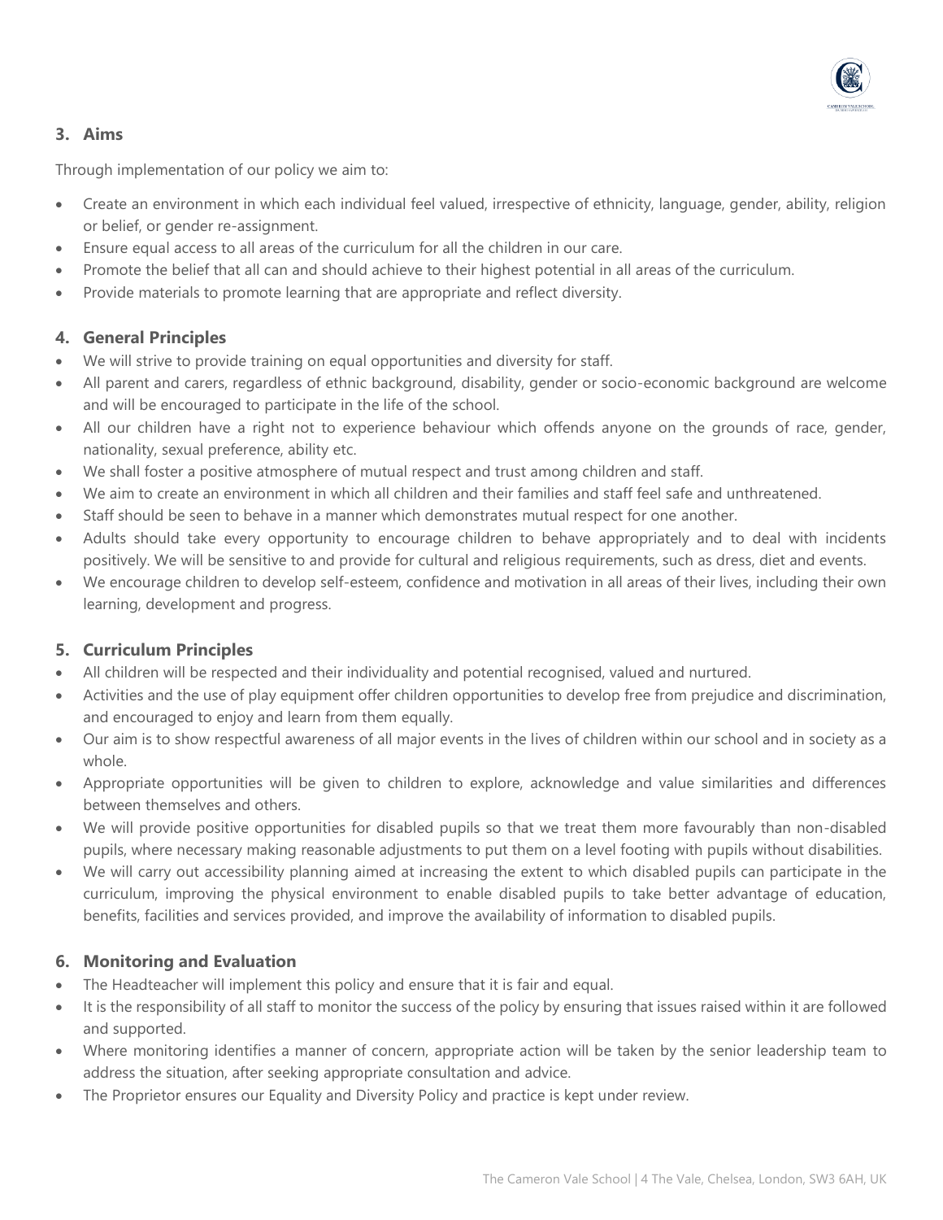## 3. Aims

Through implementation of our policy we aim to:

- Create an environment in which each individual feel valued, irrespective of ethnicity, language, gender, ability, religion or belief, or gender re-assignment.
- Ensure equal access to all areas of the curriculum for all the children in our care.
- Promote the belief that all can and should achieve to their highest potential in all areas of the curriculum.
- Provide materials to promote learning that are appropriate and reflect diversity.

## 4. General Principles

- We will strive to provide training on equal opportunities and diversity for staff.
- All parent and carers, regardless of ethnic background, disability, gender or socio-economic background are welcome and will be encouraged to participate in the life of the school.
- All our children have a right not to experience behaviour which offends anyone on the grounds of race, gender, nationality, sexual preference, ability etc.
- We shall foster a positive atmosphere of mutual respect and trust among children and staff.
- We aim to create an environment in which all children and their families and staff feel safe and unthreatened.
- Staff should be seen to behave in a manner which demonstrates mutual respect for one another.
- Adults should take every opportunity to encourage children to behave appropriately and to deal with incidents positively. We will be sensitive to and provide for cultural and religious requirements, such as dress, diet and events.
- We encourage children to develop self-esteem, confidence and motivation in all areas of their lives, including their own learning, development and progress.

## 5. Curriculum Principles

- All children will be respected and their individuality and potential recognised, valued and nurtured.
- Activities and the use of play equipment offer children opportunities to develop free from prejudice and discrimination, and encouraged to enjoy and learn from them equally.
- Our aim is to show respectful awareness of all major events in the lives of children within our school and in society as a whole.
- Appropriate opportunities will be given to children to explore, acknowledge and value similarities and differences between themselves and others.
- We will provide positive opportunities for disabled pupils so that we treat them more favourably than non-disabled pupils, where necessary making reasonable adjustments to put them on a level footing with pupils without disabilities.
- We will carry out accessibility planning aimed at increasing the extent to which disabled pupils can participate in the curriculum, improving the physical environment to enable disabled pupils to take better advantage of education, benefits, facilities and services provided, and improve the availability of information to disabled pupils.

## 6. Monitoring and Evaluation

- The Headteacher will implement this policy and ensure that it is fair and equal.
- It is the responsibility of all staff to monitor the success of the policy by ensuring that issues raised within it are followed and supported.
- Where monitoring identifies a manner of concern, appropriate action will be taken by the senior leadership team to address the situation, after seeking appropriate consultation and advice.
- The Proprietor ensures our Equality and Diversity Policy and practice is kept under review.